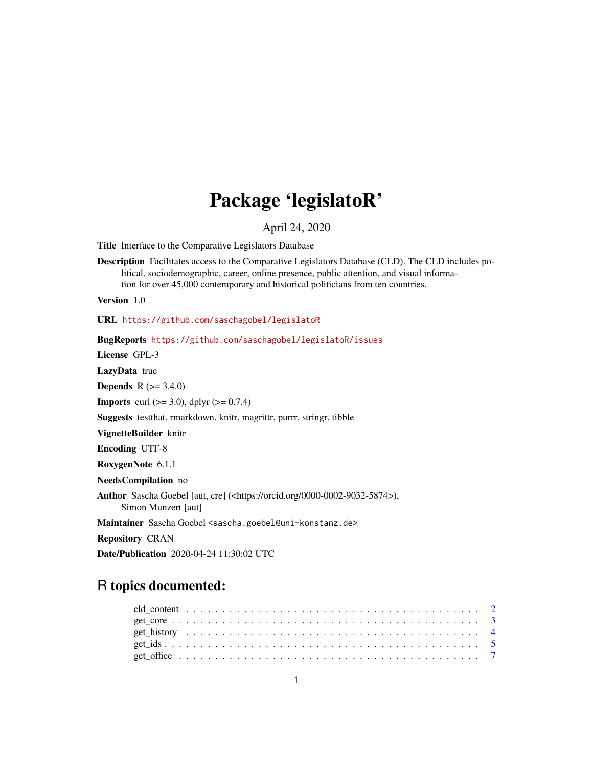# Package 'legislatoR'

April 24, 2020

**Title** Interface to the Comparative Legislators Database

**Description** Facilitates access to the Comparative Legislators Database (CLD). The CLD includes political, sociodemographic, career, online presence, public attention, and visual information for over 45,000 contemporary and historical politicians from ten countries.

**Version** 1.0

**URL** https://github.com/saschagobel/legislatoR

**BugReports** https://github.com/saschagobel/legislatoR/issues

**License** GPL-3

**LazyData** true

**Depends** R (>= 3.4.0)

**Imports** curl (>= 3.0), dplyr (>= 0.7.4)

**Suggests** testthat, rmarkdown, knitr, magrittr, purrr, stringr, tibble

**VignetteBuilder** knitr

**Encoding** UTF-8

**RoxygenNote** 6.1.1

**NeedsCompilation** no

**Author** Sascha Goebel [aut, cre] (<https://orcid.org/0000-0002-9032-5874>), Simon Munzert [aut]

**Maintainer** Sascha Goebel <sascha.goebel@uni-konstanz.de>

**Repository** CRAN

**Date/Publication** 2020-04-24 11:30:02 UTC

## R topics documented:

- cld_content . . . . . . . . . . . . . . . . . . . . . . . . . . . . . . . . . . . . . . . . 2
- get_core . . . . . . . . . . . . . . . . . . . . . . . . . . . . . . . . . . . . . . . . . . 3
- get_history . . . . . . . . . . . . . . . . . . . . . . . . . . . . . . . . . . . . . . . . 4
- get_ids . . . . . . . . . . . . . . . . . . . . . . . . . . . . . . . . . . . . . . . . . . . 5
- get_office . . . . . . . . . . . . . . . . . . . . . . . . . . . . . . . . . . . . . . . . . 7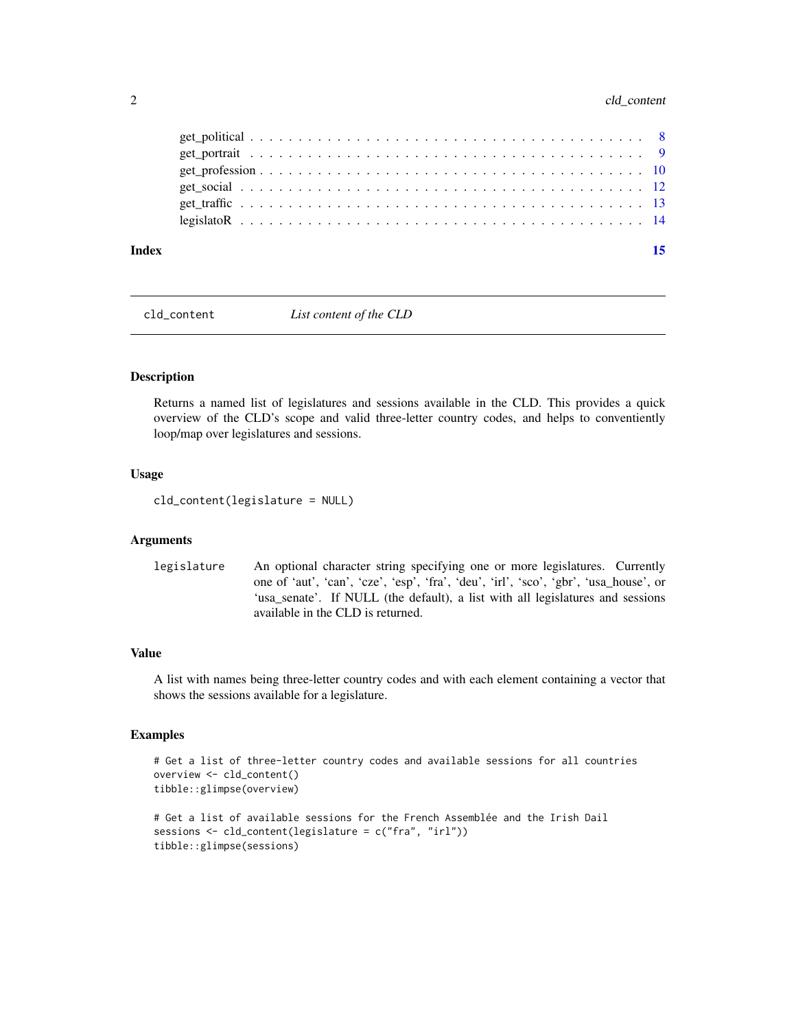get_political . . . . . . . . . . . . . . . . . . . . . . . . . . . . . . . . . . . . . . 8
get_portrait . . . . . . . . . . . . . . . . . . . . . . . . . . . . . . . . . . . . . . 9
get_profession . . . . . . . . . . . . . . . . . . . . . . . . . . . . . . . . . . . . . 10
get_social . . . . . . . . . . . . . . . . . . . . . . . . . . . . . . . . . . . . . . . 12
get_traffic . . . . . . . . . . . . . . . . . . . . . . . . . . . . . . . . . . . . . . 13
legislatoR . . . . . . . . . . . . . . . . . . . . . . . . . . . . . . . . . . . . . . . 14

**Index** 15

---

`cld_content` *List content of the CLD*

---

## Description

Returns a named list of legislatures and sessions available in the CLD. This provides a quick overview of the CLD's scope and valid three-letter country codes, and helps to conventiently loop/map over legislatures and sessions.

## Usage

```
cld_content(legislature = NULL)
```

## Arguments

| | |
|---|---|
| `legislature` | An optional character string specifying one or more legislatures. Currently one of 'aut', 'can', 'cze', 'esp', 'fra', 'deu', 'irl', 'sco', 'gbr', 'usa_house', or 'usa_senate'. If NULL (the default), a list with all legislatures and sessions available in the CLD is returned. |

## Value

A list with names being three-letter country codes and with each element containing a vector that shows the sessions available for a legislature.

## Examples

```
# Get a list of three-letter country codes and available sessions for all countries
overview <- cld_content()
tibble::glimpse(overview)

# Get a list of available sessions for the French Assemblée and the Irish Dail
sessions <- cld_content(legislature = c("fra", "irl"))
tibble::glimpse(sessions)
```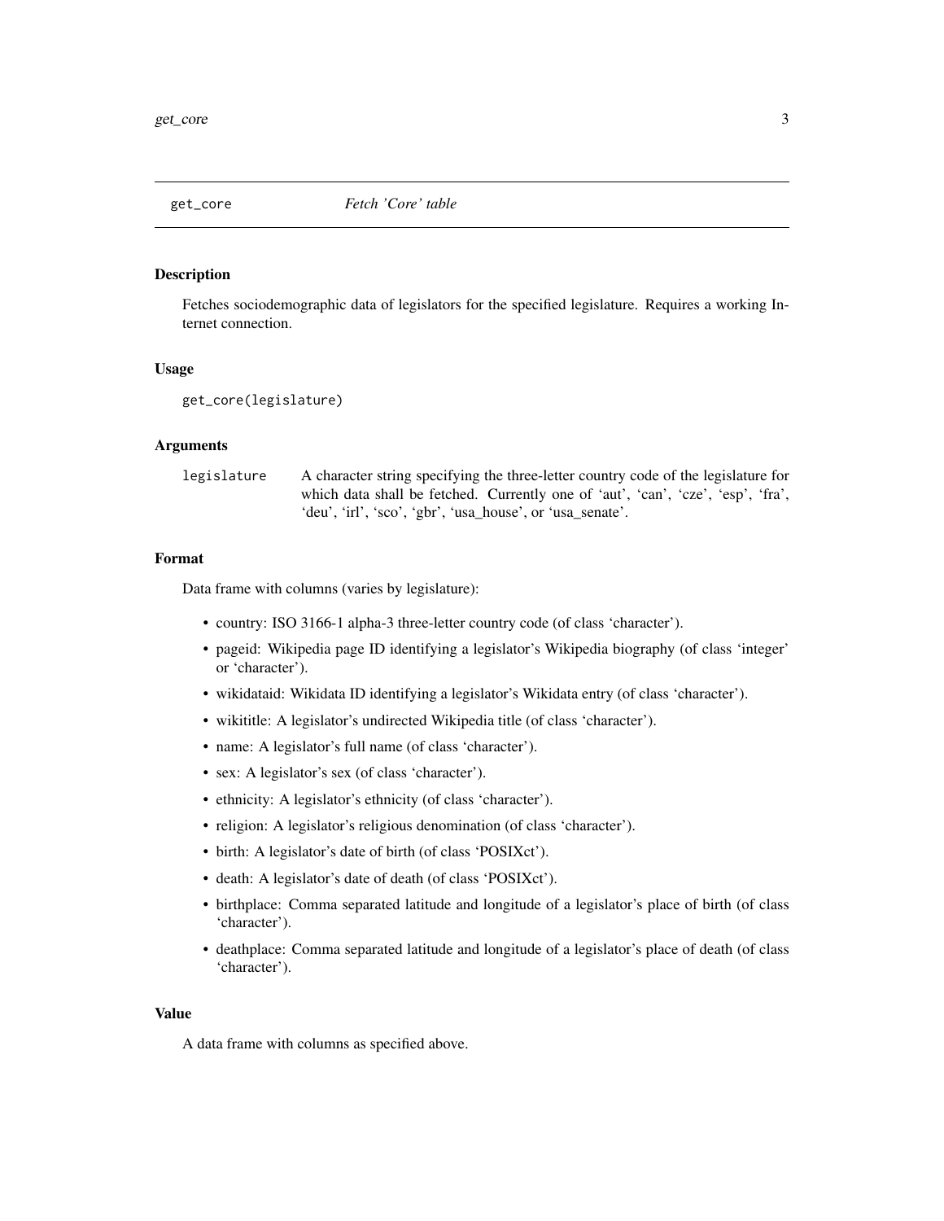# get_core    *Fetch 'Core' table*

## Description

Fetches sociodemographic data of legislators for the specified legislature. Requires a working Internet connection.

## Usage

```
get_core(legislature)
```

## Arguments

| | |
|---|---|
| legislature | A character string specifying the three-letter country code of the legislature for which data shall be fetched. Currently one of 'aut', 'can', 'cze', 'esp', 'fra', 'deu', 'irl', 'sco', 'gbr', 'usa_house', or 'usa_senate'. |

## Format

Data frame with columns (varies by legislature):

- country: ISO 3166-1 alpha-3 three-letter country code (of class 'character').
- pageid: Wikipedia page ID identifying a legislator's Wikipedia biography (of class 'integer' or 'character').
- wikidataid: Wikidata ID identifying a legislator's Wikidata entry (of class 'character').
- wikititle: A legislator's undirected Wikipedia title (of class 'character').
- name: A legislator's full name (of class 'character').
- sex: A legislator's sex (of class 'character').
- ethnicity: A legislator's ethnicity (of class 'character').
- religion: A legislator's religious denomination (of class 'character').
- birth: A legislator's date of birth (of class 'POSIXct').
- death: A legislator's date of death (of class 'POSIXct').
- birthplace: Comma separated latitude and longitude of a legislator's place of birth (of class 'character').
- deathplace: Comma separated latitude and longitude of a legislator's place of death (of class 'character').

## Value

A data frame with columns as specified above.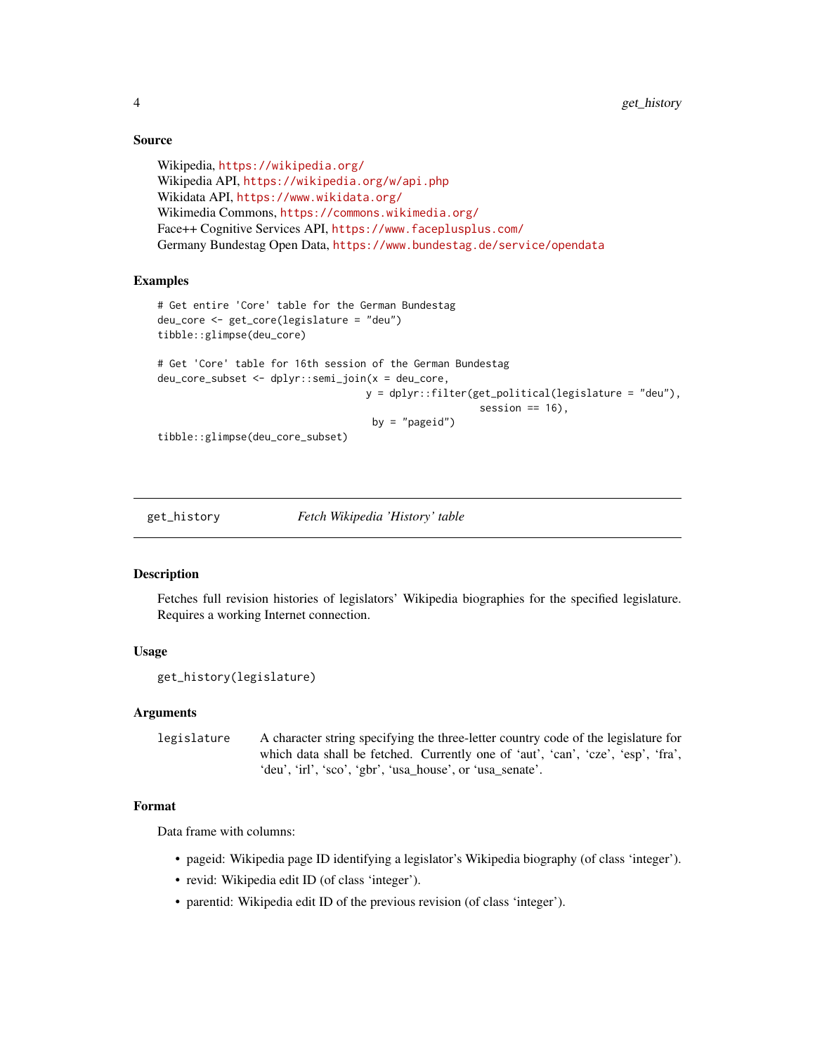### Source

Wikipedia, https://wikipedia.org/
Wikipedia API, https://wikipedia.org/w/api.php
Wikidata API, https://www.wikidata.org/
Wikimedia Commons, https://commons.wikimedia.org/
Face++ Cognitive Services API, https://www.faceplusplus.com/
Germany Bundestag Open Data, https://www.bundestag.de/service/opendata

### Examples

```
# Get entire 'Core' table for the German Bundestag
deu_core <- get_core(legislature = "deu")
tibble::glimpse(deu_core)

# Get 'Core' table for 16th session of the German Bundestag
deu_core_subset <- dplyr::semi_join(x = deu_core,
                                    y = dplyr::filter(get_political(legislature = "deu"),
                                                      session == 16),
                                     by = "pageid")
tibble::glimpse(deu_core_subset)
```

---

## get_history — *Fetch Wikipedia 'History' table*

### Description

Fetches full revision histories of legislators' Wikipedia biographies for the specified legislature. Requires a working Internet connection.

### Usage

```
get_history(legislature)
```

### Arguments

| | |
|---|---|
| legislature | A character string specifying the three-letter country code of the legislature for which data shall be fetched. Currently one of 'aut', 'can', 'cze', 'esp', 'fra', 'deu', 'irl', 'sco', 'gbr', 'usa_house', or 'usa_senate'. |

### Format

Data frame with columns:

- pageid: Wikipedia page ID identifying a legislator's Wikipedia biography (of class 'integer').
- revid: Wikipedia edit ID (of class 'integer').
- parentid: Wikipedia edit ID of the previous revision (of class 'integer').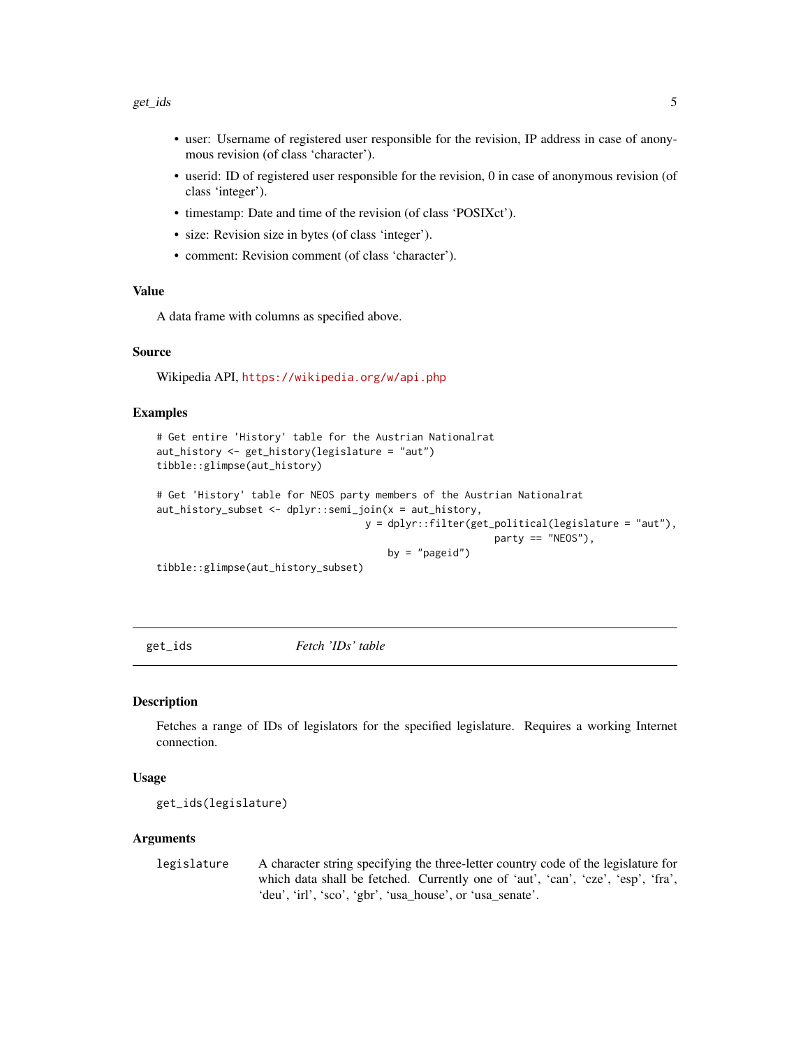- user: Username of registered user responsible for the revision, IP address in case of anonymous revision (of class 'character').
- userid: ID of registered user responsible for the revision, 0 in case of anonymous revision (of class 'integer').
- timestamp: Date and time of the revision (of class 'POSIXct').
- size: Revision size in bytes (of class 'integer').
- comment: Revision comment (of class 'character').

### Value

A data frame with columns as specified above.

### Source

Wikipedia API, https://wikipedia.org/w/api.php

### Examples

```
# Get entire 'History' table for the Austrian Nationalrat
aut_history <- get_history(legislature = "aut")
tibble::glimpse(aut_history)

# Get 'History' table for NEOS party members of the Austrian Nationalrat
aut_history_subset <- dplyr::semi_join(x = aut_history,
                                      y = dplyr::filter(get_political(legislature = "aut"),
                                                        party == "NEOS"),
                                          by = "pageid")
tibble::glimpse(aut_history_subset)
```

---

## get_ids *Fetch 'IDs' table*

### Description

Fetches a range of IDs of legislators for the specified legislature. Requires a working Internet connection.

### Usage

```
get_ids(legislature)
```

### Arguments

| | |
|---|---|
| legislature | A character string specifying the three-letter country code of the legislature for which data shall be fetched. Currently one of 'aut', 'can', 'cze', 'esp', 'fra', 'deu', 'irl', 'sco', 'gbr', 'usa_house', or 'usa_senate'. |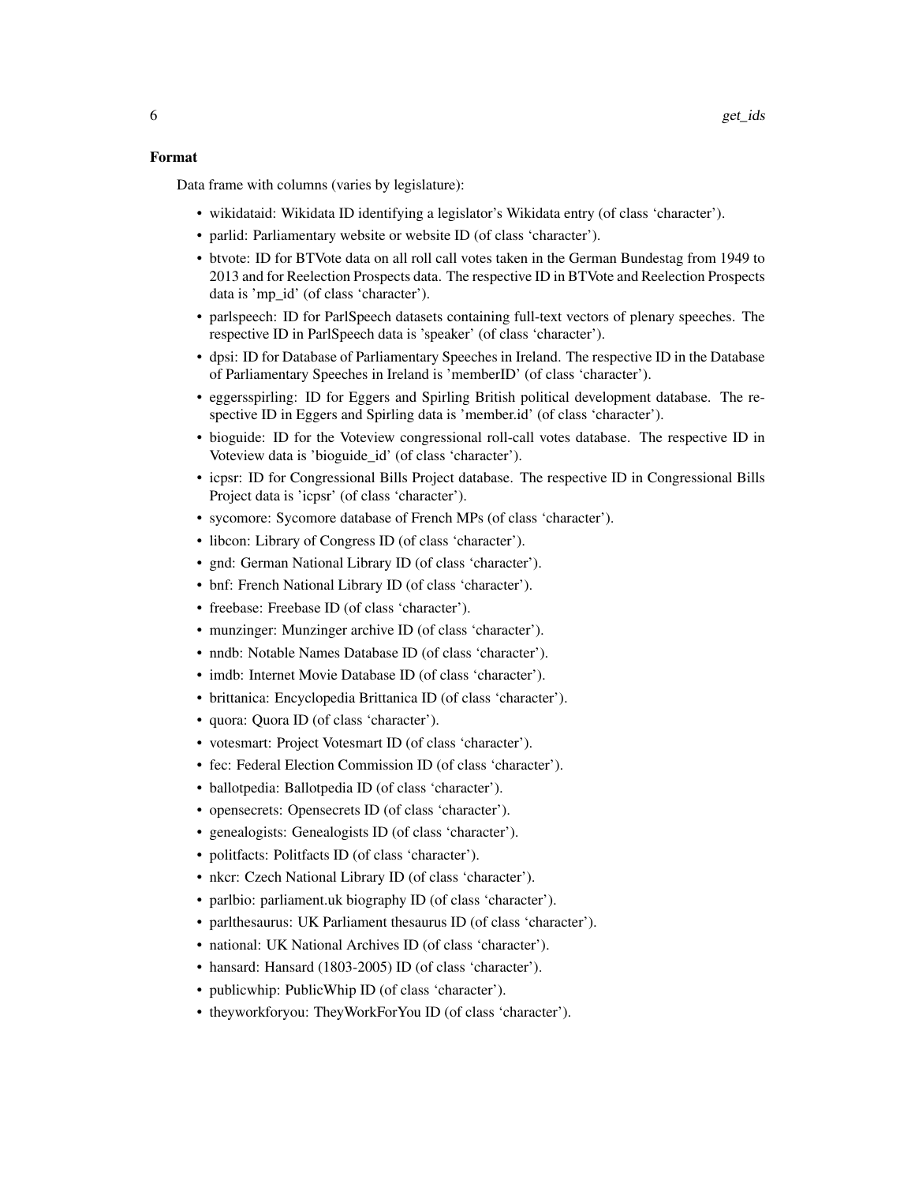#### Format

Data frame with columns (varies by legislature):

- wikidataid: Wikidata ID identifying a legislator's Wikidata entry (of class 'character').
- parlid: Parliamentary website or website ID (of class 'character').
- btvote: ID for BTVote data on all roll call votes taken in the German Bundestag from 1949 to 2013 and for Reelection Prospects data. The respective ID in BTVote and Reelection Prospects data is 'mp_id' (of class 'character').
- parlspeech: ID for ParlSpeech datasets containing full-text vectors of plenary speeches. The respective ID in ParlSpeech data is 'speaker' (of class 'character').
- dpsi: ID for Database of Parliamentary Speeches in Ireland. The respective ID in the Database of Parliamentary Speeches in Ireland is 'memberID' (of class 'character').
- eggersspirling: ID for Eggers and Spirling British political development database. The respective ID in Eggers and Spirling data is 'member.id' (of class 'character').
- bioguide: ID for the Voteview congressional roll-call votes database. The respective ID in Voteview data is 'bioguide_id' (of class 'character').
- icpsr: ID for Congressional Bills Project database. The respective ID in Congressional Bills Project data is 'icpsr' (of class 'character').
- sycomore: Sycomore database of French MPs (of class 'character').
- libcon: Library of Congress ID (of class 'character').
- gnd: German National Library ID (of class 'character').
- bnf: French National Library ID (of class 'character').
- freebase: Freebase ID (of class 'character').
- munzinger: Munzinger archive ID (of class 'character').
- nndb: Notable Names Database ID (of class 'character').
- imdb: Internet Movie Database ID (of class 'character').
- brittanica: Encyclopedia Brittanica ID (of class 'character').
- quora: Quora ID (of class 'character').
- votesmart: Project Votesmart ID (of class 'character').
- fec: Federal Election Commission ID (of class 'character').
- ballotpedia: Ballotpedia ID (of class 'character').
- opensecrets: Opensecrets ID (of class 'character').
- genealogists: Genealogists ID (of class 'character').
- politfacts: Politfacts ID (of class 'character').
- nkcr: Czech National Library ID (of class 'character').
- parlbio: parliament.uk biography ID (of class 'character').
- parlthesaurus: UK Parliament thesaurus ID (of class 'character').
- national: UK National Archives ID (of class 'character').
- hansard: Hansard (1803-2005) ID (of class 'character').
- publicwhip: PublicWhip ID (of class 'character').
- theyworkforyou: TheyWorkForYou ID (of class 'character').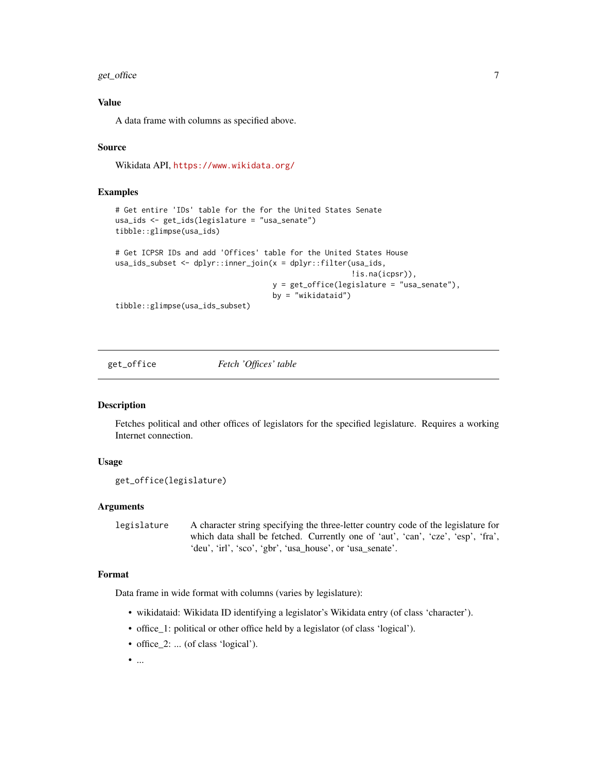### Value

A data frame with columns as specified above.

### Source

Wikidata API, https://www.wikidata.org/

### Examples

```
# Get entire 'IDs' table for the for the United States Senate
usa_ids <- get_ids(legislature = "usa_senate")
tibble::glimpse(usa_ids)

# Get ICPSR IDs and add 'Offices' table for the United States House
usa_ids_subset <- dplyr::inner_join(x = dplyr::filter(usa_ids,
                                                      !is.na(icpsr)),
                                    y = get_office(legislature = "usa_senate"),
                                    by = "wikidataid")
tibble::glimpse(usa_ids_subset)
```

---

## get_office — *Fetch 'Offices' table*

### Description

Fetches political and other offices of legislators for the specified legislature. Requires a working Internet connection.

### Usage

```
get_office(legislature)
```

### Arguments

| | |
|---|---|
| legislature | A character string specifying the three-letter country code of the legislature for which data shall be fetched. Currently one of 'aut', 'can', 'cze', 'esp', 'fra', 'deu', 'irl', 'sco', 'gbr', 'usa_house', or 'usa_senate'. |

### Format

Data frame in wide format with columns (varies by legislature):

- wikidataid: Wikidata ID identifying a legislator's Wikidata entry (of class 'character').
- office_1: political or other office held by a legislator (of class 'logical').
- office_2: ... (of class 'logical').
- ...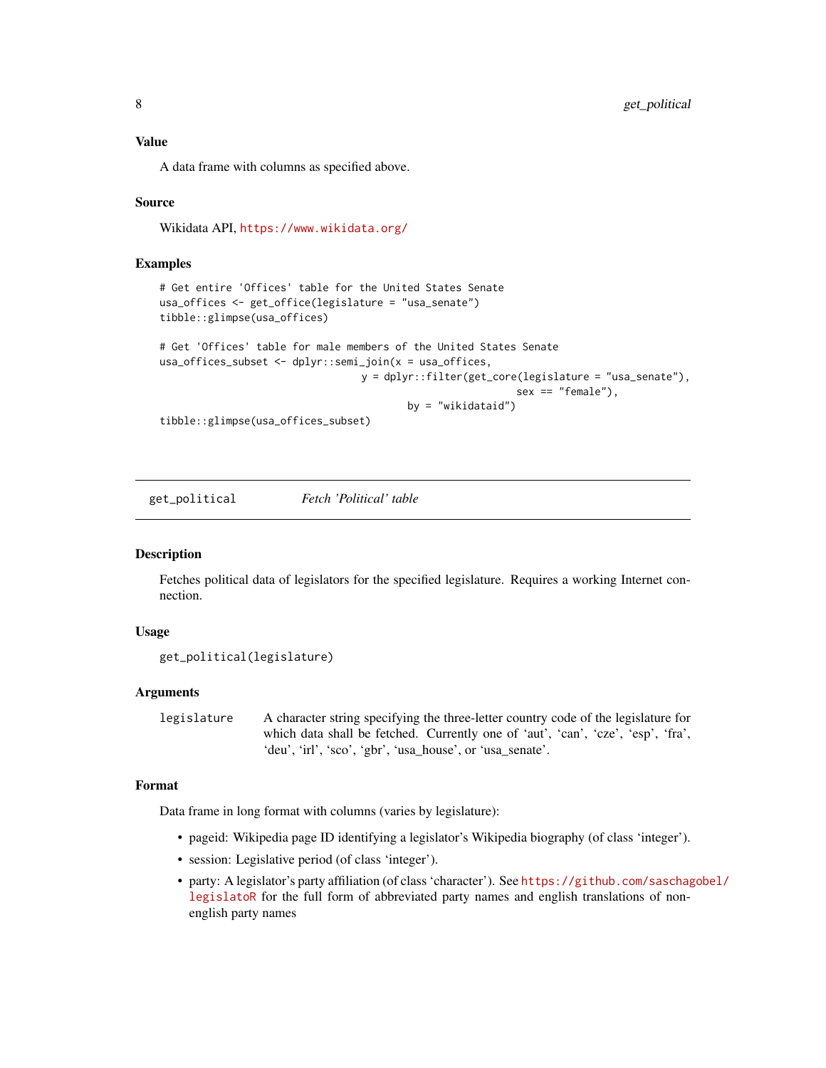### Value

A data frame with columns as specified above.

### Source

Wikidata API, https://www.wikidata.org/

### Examples

```
# Get entire 'Offices' table for the United States Senate
usa_offices <- get_office(legislature = "usa_senate")
tibble::glimpse(usa_offices)

# Get 'Offices' table for male members of the United States Senate
usa_offices_subset <- dplyr::semi_join(x = usa_offices,
                                  y = dplyr::filter(get_core(legislature = "usa_senate"),
                                                          sex == "female"),
                                        by = "wikidataid")
tibble::glimpse(usa_offices_subset)
```

---

## get_political — *Fetch 'Political' table*

### Description

Fetches political data of legislators for the specified legislature. Requires a working Internet connection.

### Usage

```
get_political(legislature)
```

### Arguments

| | |
|---|---|
| legislature | A character string specifying the three-letter country code of the legislature for which data shall be fetched. Currently one of 'aut', 'can', 'cze', 'esp', 'fra', 'deu', 'irl', 'sco', 'gbr', 'usa_house', or 'usa_senate'. |

### Format

Data frame in long format with columns (varies by legislature):

- pageid: Wikipedia page ID identifying a legislator's Wikipedia biography (of class 'integer').
- session: Legislative period (of class 'integer').
- party: A legislator's party affiliation (of class 'character'). See https://github.com/saschagobel/legislatoR for the full form of abbreviated party names and english translations of non-english party names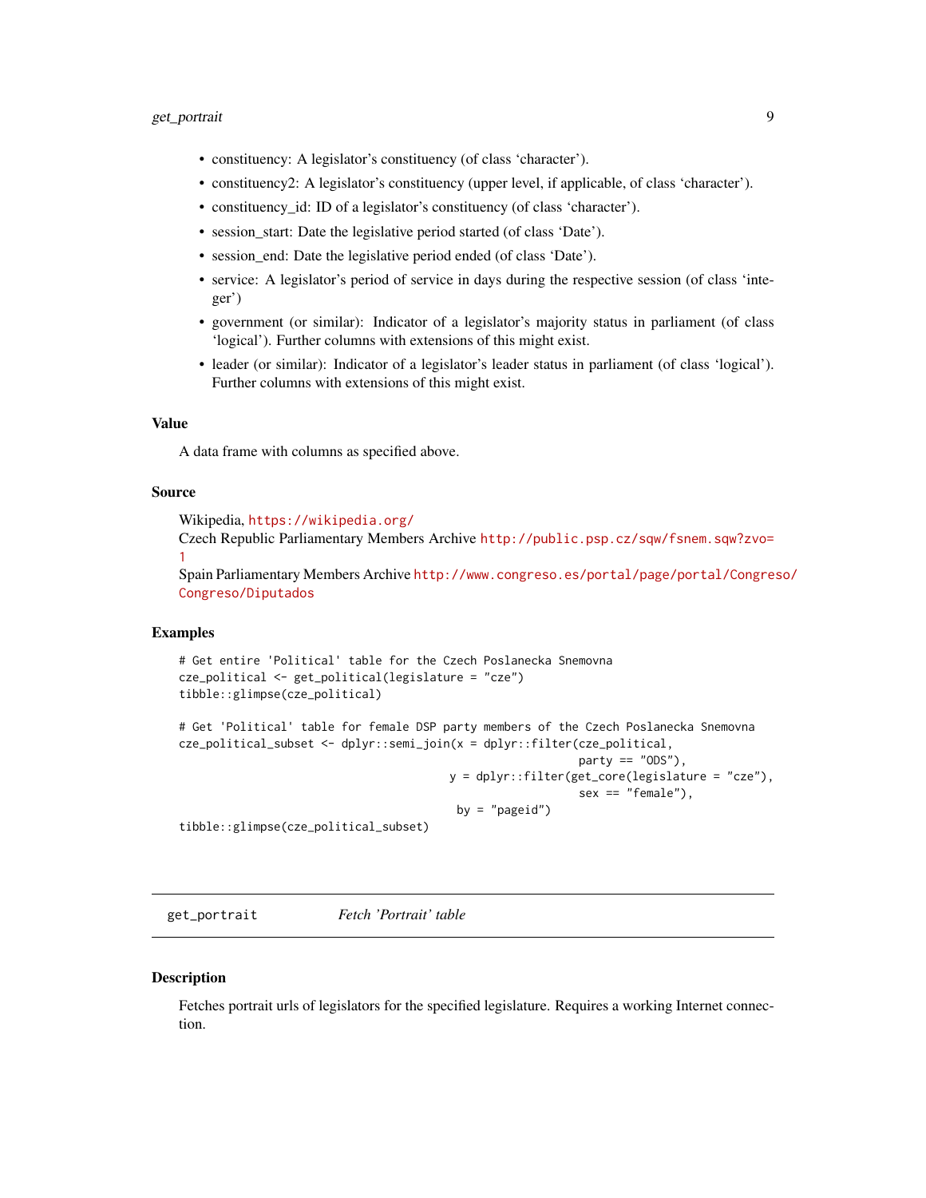- constituency: A legislator's constituency (of class 'character').
- constituency2: A legislator's constituency (upper level, if applicable, of class 'character').
- constituency_id: ID of a legislator's constituency (of class 'character').
- session_start: Date the legislative period started (of class 'Date').
- session_end: Date the legislative period ended (of class 'Date').
- service: A legislator's period of service in days during the respective session (of class 'integer')
- government (or similar): Indicator of a legislator's majority status in parliament (of class 'logical'). Further columns with extensions of this might exist.
- leader (or similar): Indicator of a legislator's leader status in parliament (of class 'logical'). Further columns with extensions of this might exist.

### Value

A data frame with columns as specified above.

### Source

Wikipedia, https://wikipedia.org/
Czech Republic Parliamentary Members Archive http://public.psp.cz/sqw/fsnem.sqw?zvo=1
Spain Parliamentary Members Archive http://www.congreso.es/portal/page/portal/Congreso/Congreso/Diputados

### Examples

```
# Get entire 'Political' table for the Czech Poslanecka Snemovna
cze_political <- get_political(legislature = "cze")
tibble::glimpse(cze_political)

# Get 'Political' table for female DSP party members of the Czech Poslanecka Snemovna
cze_political_subset <- dplyr::semi_join(x = dplyr::filter(cze_political,
                                                            party == "ODS"),
                                         y = dplyr::filter(get_core(legislature = "cze"),
                                                            sex == "female"),
                                          by = "pageid")
tibble::glimpse(cze_political_subset)
```

---

## get_portrait *Fetch 'Portrait' table*

### Description

Fetches portrait urls of legislators for the specified legislature. Requires a working Internet connection.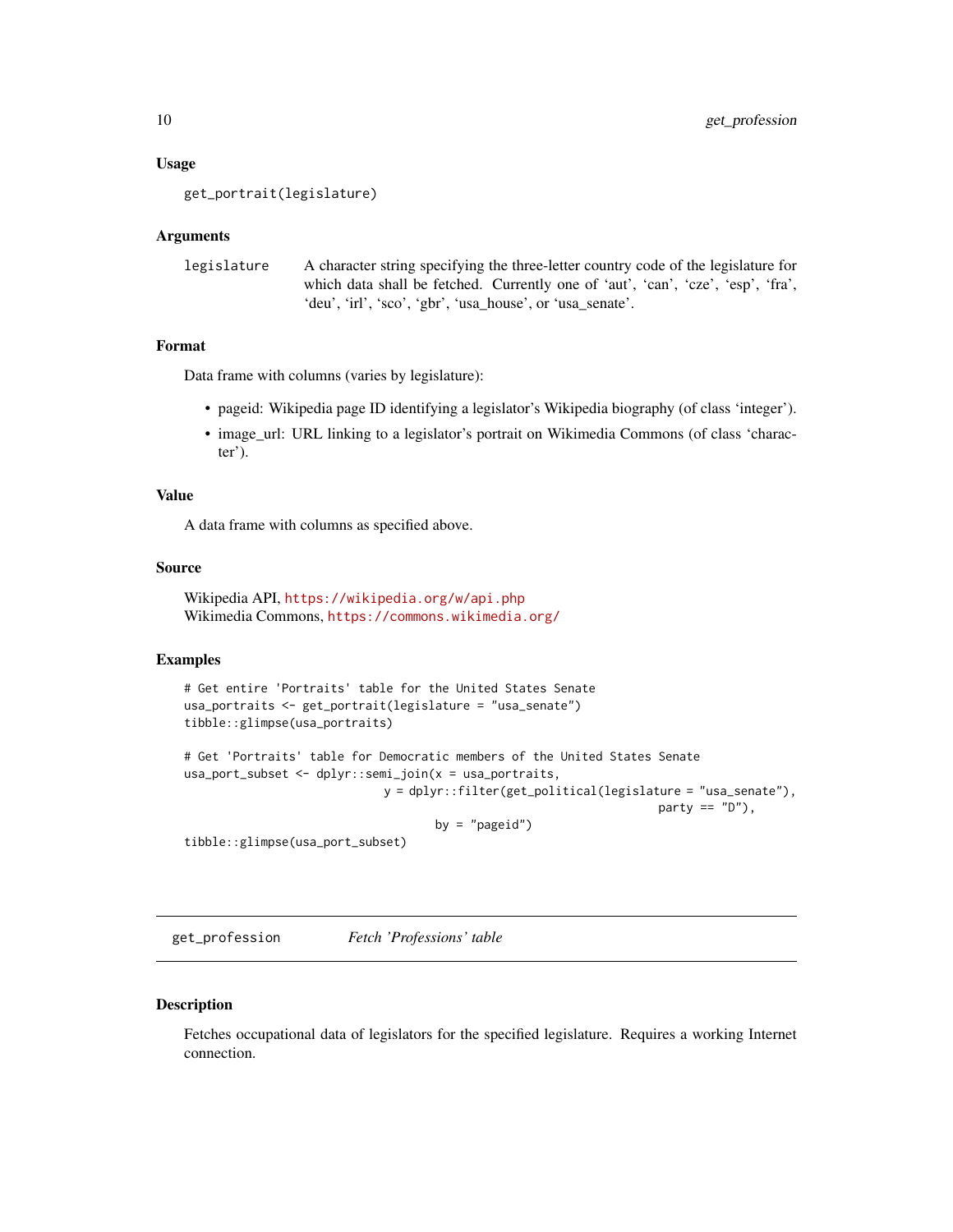### Usage

```
get_portrait(legislature)
```

### Arguments

| | |
|---|---|
| legislature | A character string specifying the three-letter country code of the legislature for which data shall be fetched. Currently one of 'aut', 'can', 'cze', 'esp', 'fra', 'deu', 'irl', 'sco', 'gbr', 'usa_house', or 'usa_senate'. |

### Format

Data frame with columns (varies by legislature):

- pageid: Wikipedia page ID identifying a legislator's Wikipedia biography (of class 'integer').
- image_url: URL linking to a legislator's portrait on Wikimedia Commons (of class 'character').

### Value

A data frame with columns as specified above.

### Source

Wikipedia API, https://wikipedia.org/w/api.php
Wikimedia Commons, https://commons.wikimedia.org/

### Examples

```
# Get entire 'Portraits' table for the United States Senate
usa_portraits <- get_portrait(legislature = "usa_senate")
tibble::glimpse(usa_portraits)

# Get 'Portraits' table for Democratic members of the United States Senate
usa_port_subset <- dplyr::semi_join(x = usa_portraits,
                             y = dplyr::filter(get_political(legislature = "usa_senate"),
                                                                       party == "D"),
                                    by = "pageid")
tibble::glimpse(usa_port_subset)
```

---

## get_profession    *Fetch 'Professions' table*

### Description

Fetches occupational data of legislators for the specified legislature. Requires a working Internet connection.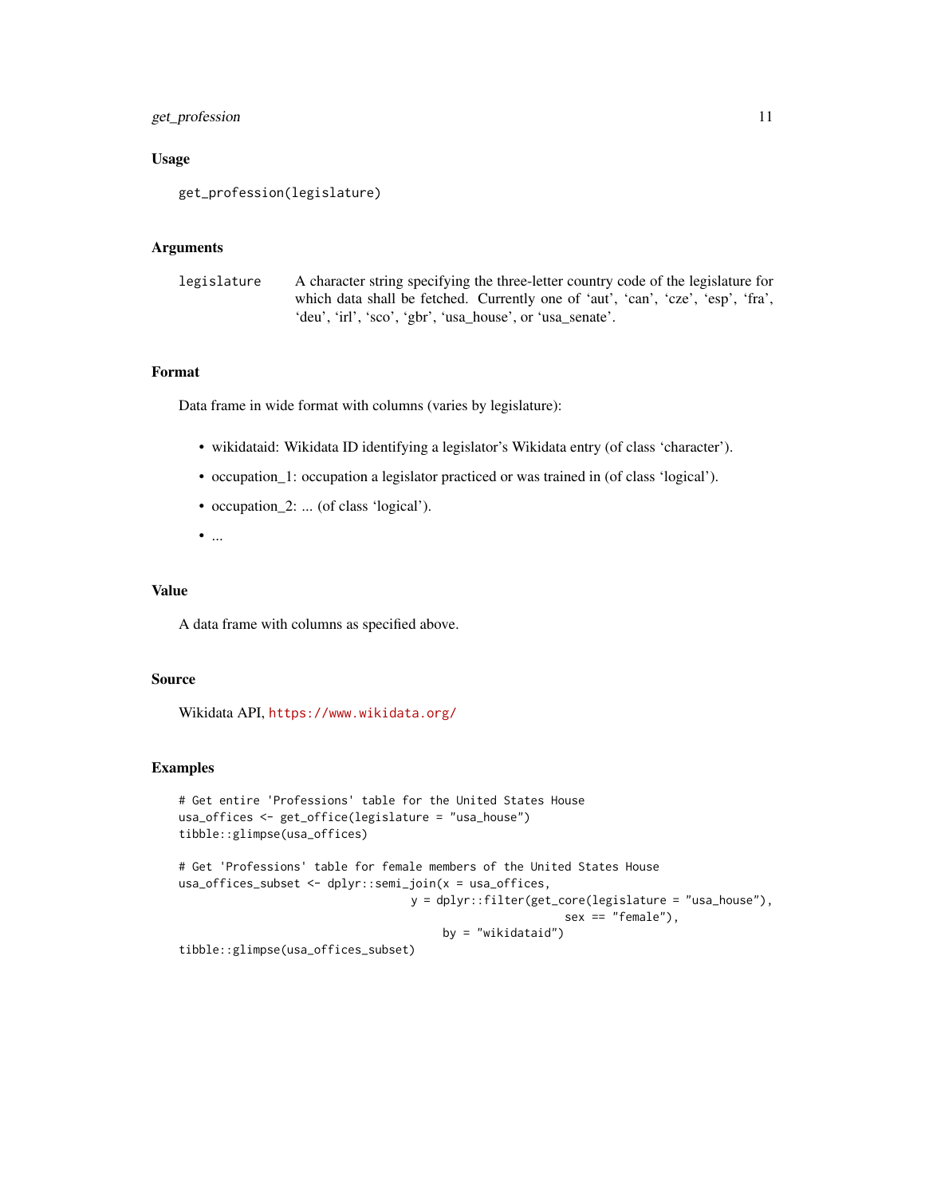### Usage

```
get_profession(legislature)
```

### Arguments

| | |
|---|---|
| legislature | A character string specifying the three-letter country code of the legislature for which data shall be fetched. Currently one of ‘aut’, ‘can’, ‘cze’, ‘esp’, ‘fra’, ‘deu’, ‘irl’, ‘sco’, ‘gbr’, ‘usa_house’, or ‘usa_senate’. |

### Format

Data frame in wide format with columns (varies by legislature):

- wikidataid: Wikidata ID identifying a legislator’s Wikidata entry (of class ‘character’).
- occupation_1: occupation a legislator practiced or was trained in (of class ‘logical’).
- occupation_2: ... (of class ‘logical’).
- ...

### Value

A data frame with columns as specified above.

### Source

Wikidata API, https://www.wikidata.org/

### Examples

```
# Get entire 'Professions' table for the United States House
usa_offices <- get_office(legislature = "usa_house")
tibble::glimpse(usa_offices)

# Get 'Professions' table for female members of the United States House
usa_offices_subset <- dplyr::semi_join(x = usa_offices,
                                  y = dplyr::filter(get_core(legislature = "usa_house"),
                                                    sex == "female"),
                                       by = "wikidataid")
tibble::glimpse(usa_offices_subset)
```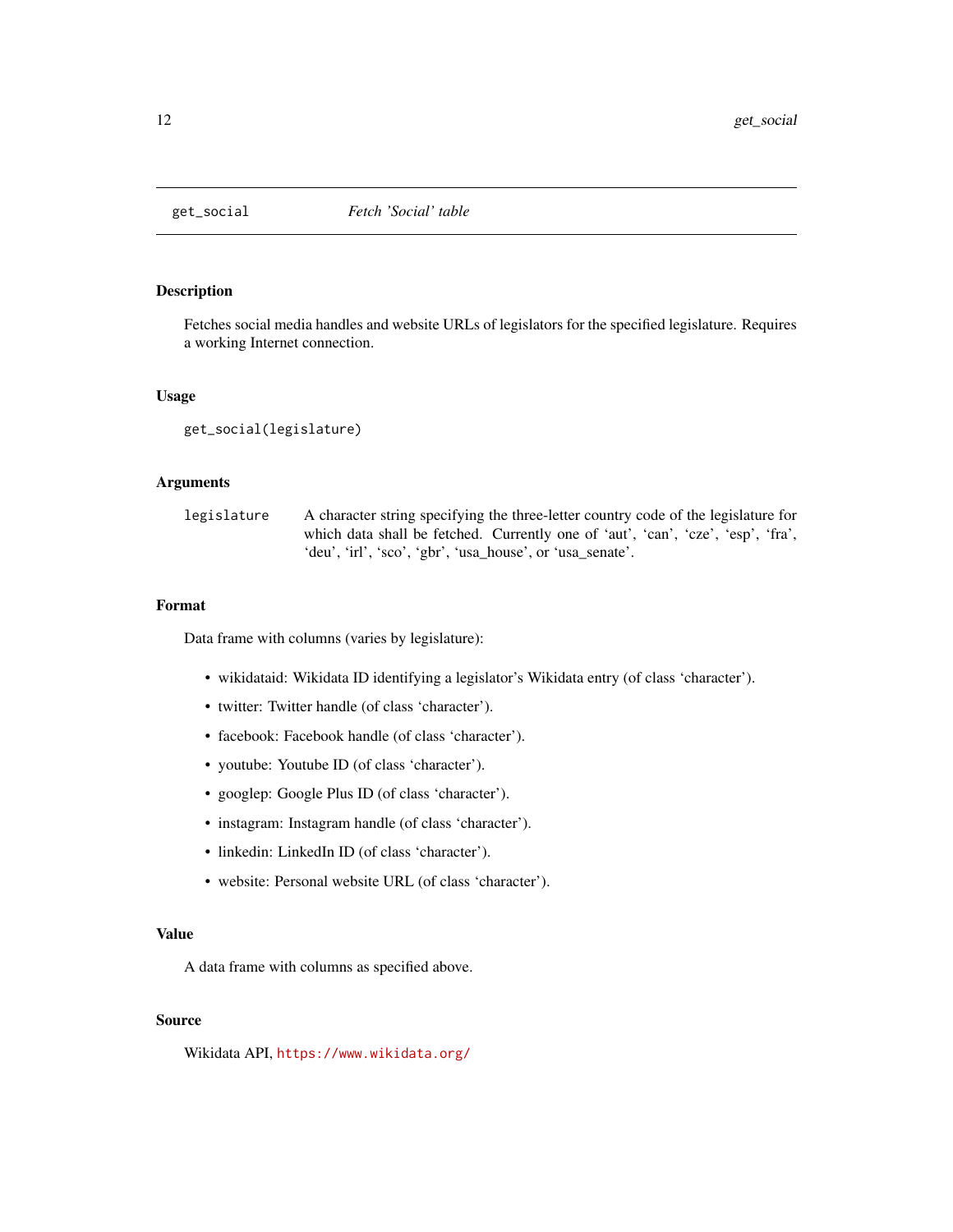## get_social *Fetch 'Social' table*

### Description

Fetches social media handles and website URLs of legislators for the specified legislature. Requires a working Internet connection.

### Usage

```
get_social(legislature)
```

### Arguments

| | |
|---|---|
| `legislature` | A character string specifying the three-letter country code of the legislature for which data shall be fetched. Currently one of 'aut', 'can', 'cze', 'esp', 'fra', 'deu', 'irl', 'sco', 'gbr', 'usa_house', or 'usa_senate'. |

### Format

Data frame with columns (varies by legislature):

- wikidataid: Wikidata ID identifying a legislator's Wikidata entry (of class 'character').
- twitter: Twitter handle (of class 'character').
- facebook: Facebook handle (of class 'character').
- youtube: Youtube ID (of class 'character').
- googlep: Google Plus ID (of class 'character').
- instagram: Instagram handle (of class 'character').
- linkedin: LinkedIn ID (of class 'character').
- website: Personal website URL (of class 'character').

### Value

A data frame with columns as specified above.

### Source

Wikidata API, https://www.wikidata.org/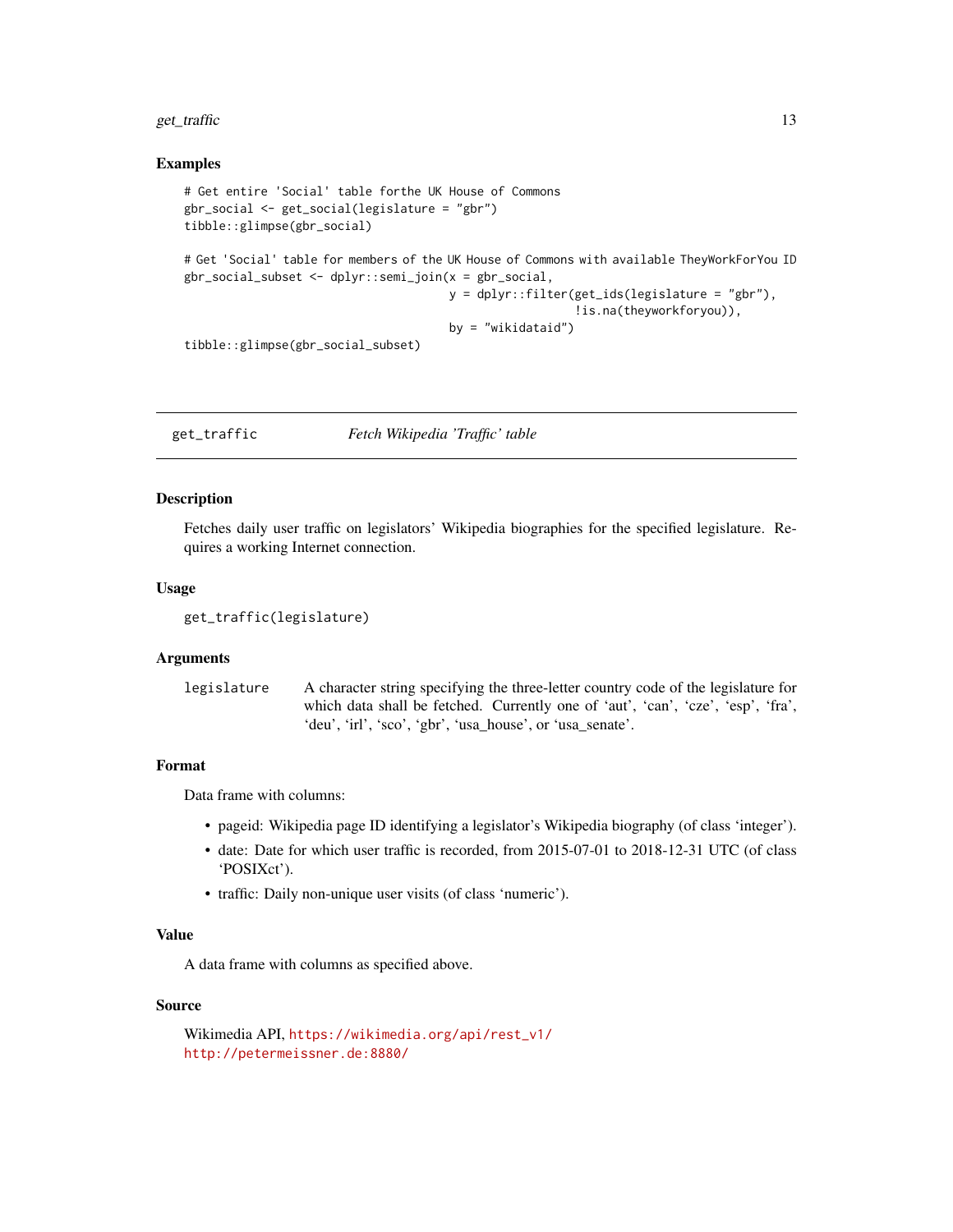### Examples

```
# Get entire 'Social' table forthe UK House of Commons
gbr_social <- get_social(legislature = "gbr")
tibble::glimpse(gbr_social)

# Get 'Social' table for members of the UK House of Commons with available TheyWorkForYou ID
gbr_social_subset <- dplyr::semi_join(x = gbr_social,
                                      y = dplyr::filter(get_ids(legislature = "gbr"),
                                                        !is.na(theyworkforyou)),
                                      by = "wikidataid")
tibble::glimpse(gbr_social_subset)
```

---

## get_traffic — *Fetch Wikipedia 'Traffic' table*

---

### Description

Fetches daily user traffic on legislators' Wikipedia biographies for the specified legislature. Requires a working Internet connection.

### Usage

```
get_traffic(legislature)
```

### Arguments

| | |
|---|---|
| `legislature` | A character string specifying the three-letter country code of the legislature for which data shall be fetched. Currently one of 'aut', 'can', 'cze', 'esp', 'fra', 'deu', 'irl', 'sco', 'gbr', 'usa_house', or 'usa_senate'. |

### Format

Data frame with columns:

- pageid: Wikipedia page ID identifying a legislator's Wikipedia biography (of class 'integer').
- date: Date for which user traffic is recorded, from 2015-07-01 to 2018-12-31 UTC (of class 'POSIXct').
- traffic: Daily non-unique user visits (of class 'numeric').

### Value

A data frame with columns as specified above.

### Source

Wikimedia API, https://wikimedia.org/api/rest_v1/
http://petermeissner.de:8880/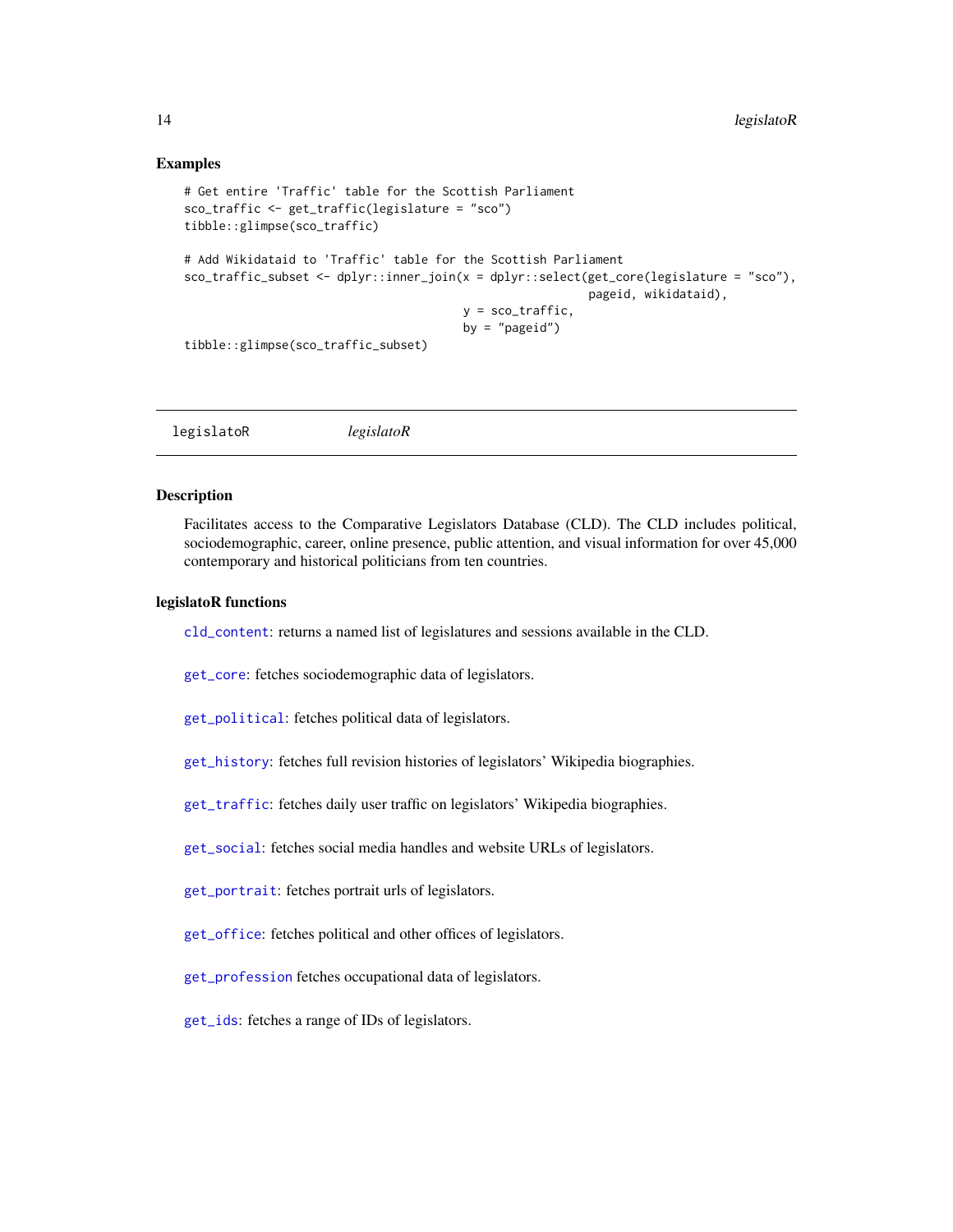### Examples

```
# Get entire 'Traffic' table for the Scottish Parliament
sco_traffic <- get_traffic(legislature = "sco")
tibble::glimpse(sco_traffic)

# Add Wikidataid to 'Traffic' table for the Scottish Parliament
sco_traffic_subset <- dplyr::inner_join(x = dplyr::select(get_core(legislature = "sco"),
                                                          pageid, wikidataid),
                                        y = sco_traffic,
                                        by = "pageid")
tibble::glimpse(sco_traffic_subset)
```

---

## legislatoR — *legislatoR*

### Description

Facilitates access to the Comparative Legislators Database (CLD). The CLD includes political, sociodemographic, career, online presence, public attention, and visual information for over 45,000 contemporary and historical politicians from ten countries.

### legislatoR functions

`cld_content`: returns a named list of legislatures and sessions available in the CLD.

`get_core`: fetches sociodemographic data of legislators.

`get_political`: fetches political data of legislators.

`get_history`: fetches full revision histories of legislators' Wikipedia biographies.

`get_traffic`: fetches daily user traffic on legislators' Wikipedia biographies.

`get_social`: fetches social media handles and website URLs of legislators.

`get_portrait`: fetches portrait urls of legislators.

`get_office`: fetches political and other offices of legislators.

`get_profession` fetches occupational data of legislators.

`get_ids`: fetches a range of IDs of legislators.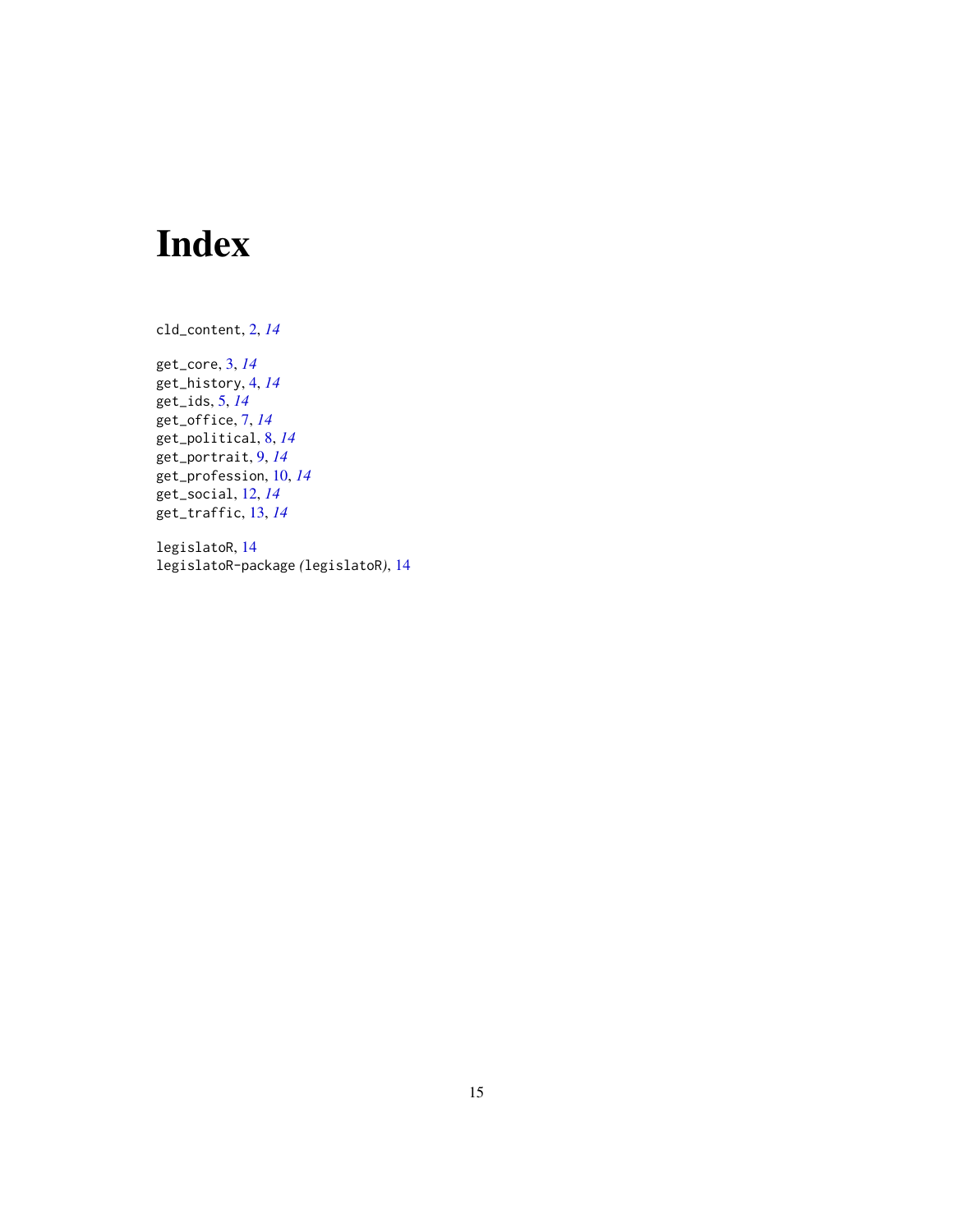# Index

cld_content, 2, *14*

get_core, 3, *14*
get_history, 4, *14*
get_ids, 5, *14*
get_office, 7, *14*
get_political, 8, *14*
get_portrait, 9, *14*
get_profession, 10, *14*
get_social, 12, *14*
get_traffic, 13, *14*

legislatoR, 14
legislatoR-package *(*legislatoR*)*, 14